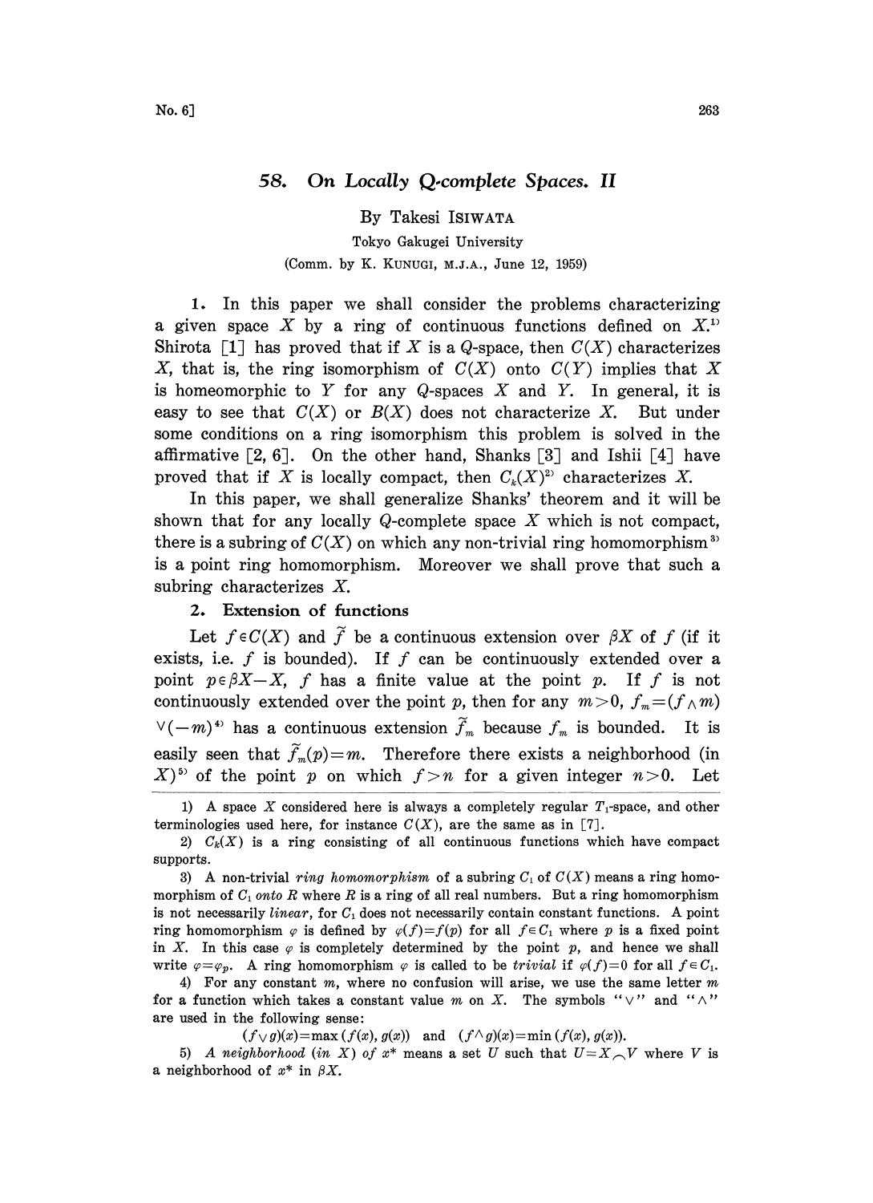# 58. On Locally Q-complete Spaces. II

By Takesi ISIWATA

Tokyo Gakugei University

(Comm. by K. KUNUGI, M.J.A., June 12, 1959)

1. In this paper we shall consider the problems characterizing a given space $X$ by a ring of continuous functions defined on $X$.[1] Shirota [1] has proved that if $X$ is a $Q$-space, then $C(X)$ characterizes $X$, that is, the ring isomorphism of $C(X)$ onto $C(Y)$ implies that $X$ is homeomorphic to $Y$ for any $Q$-spaces $X$ and $Y$. In general, it is easy to see that $C(X)$ or $B(X)$ does not characterize $X$. But under some conditions on a ring isomorphism this problem is solved in the affirmative [2, 6]. On the other hand, Shanks [3] and Ishii [4] have proved that if $X$ is locally compact, then $C_k(X)$[2] characterizes $X$.

In this paper, we shall generalize Shanks' theorem and it will be shown that for any locally $Q$-complete space $X$ which is not compact, there is a subring of $C(X)$ on which any non-trivial ring homomorphism[3] is a point ring homomorphism. Moreover we shall prove that such a subring characterizes $X$.

2. **Extension of functions**

Let $f \in C(X)$ and $\widetilde{f}$ be a continuous extension over $\beta X$ of $f$ (if it exists, i.e. $f$ is bounded). If $f$ can be continuously extended over a point $p \in \beta X - X$, $f$ has a finite value at the point $p$. If $f$ is not continuously extended over the point $p$, then for any $m > 0$, $f_m = (f \wedge m) \vee (-m)$[4] has a continuous extension $\widetilde{f}_m$ because $f_m$ is bounded. It is easily seen that $\widetilde{f}_m(p) = m$. Therefore there exists a neighborhood (in $X$)[5] of the point $p$ on which $f > n$ for a given integer $n > 0$. Let

---

1) A space $X$ considered here is always a completely regular $T_1$-space, and other terminologies used here, for instance $C(X)$, are the same as in [7].

2) $C_k(X)$ is a ring consisting of all continuous functions which have compact supports.

3) A non-trivial *ring homomorphism* of a subring $C_1$ of $C(X)$ means a ring homomorphism of $C_1$ *onto* $R$ where $R$ is a ring of all real numbers. But a ring homomorphism is not necessarily *linear*, for $C_1$ does not necessarily contain constant functions. A point ring homomorphism $\varphi$ is defined by $\varphi(f) = f(p)$ for all $f \in C_1$ where $p$ is a fixed point in $X$. In this case $\varphi$ is completely determined by the point $p$, and hence we shall write $\varphi = \varphi_p$. A ring homomorphism $\varphi$ is called to be *trivial* if $\varphi(f) = 0$ for all $f \in C_1$.

4) For any constant $m$, where no confusion will arise, we use the same letter $m$ for a function which takes a constant value $m$ on $X$. The symbols "$\vee$" and "$\wedge$" are used in the following sense:

$$(f \vee g)(x) = \max(f(x), g(x)) \quad \text{and} \quad (f \wedge g)(x) = \min(f(x), g(x)).$$

5) *A neighborhood (in X) of* $x^*$ means a set $U$ such that $U = X \frown V$ where $V$ is a neighborhood of $x^*$ in $\beta X$.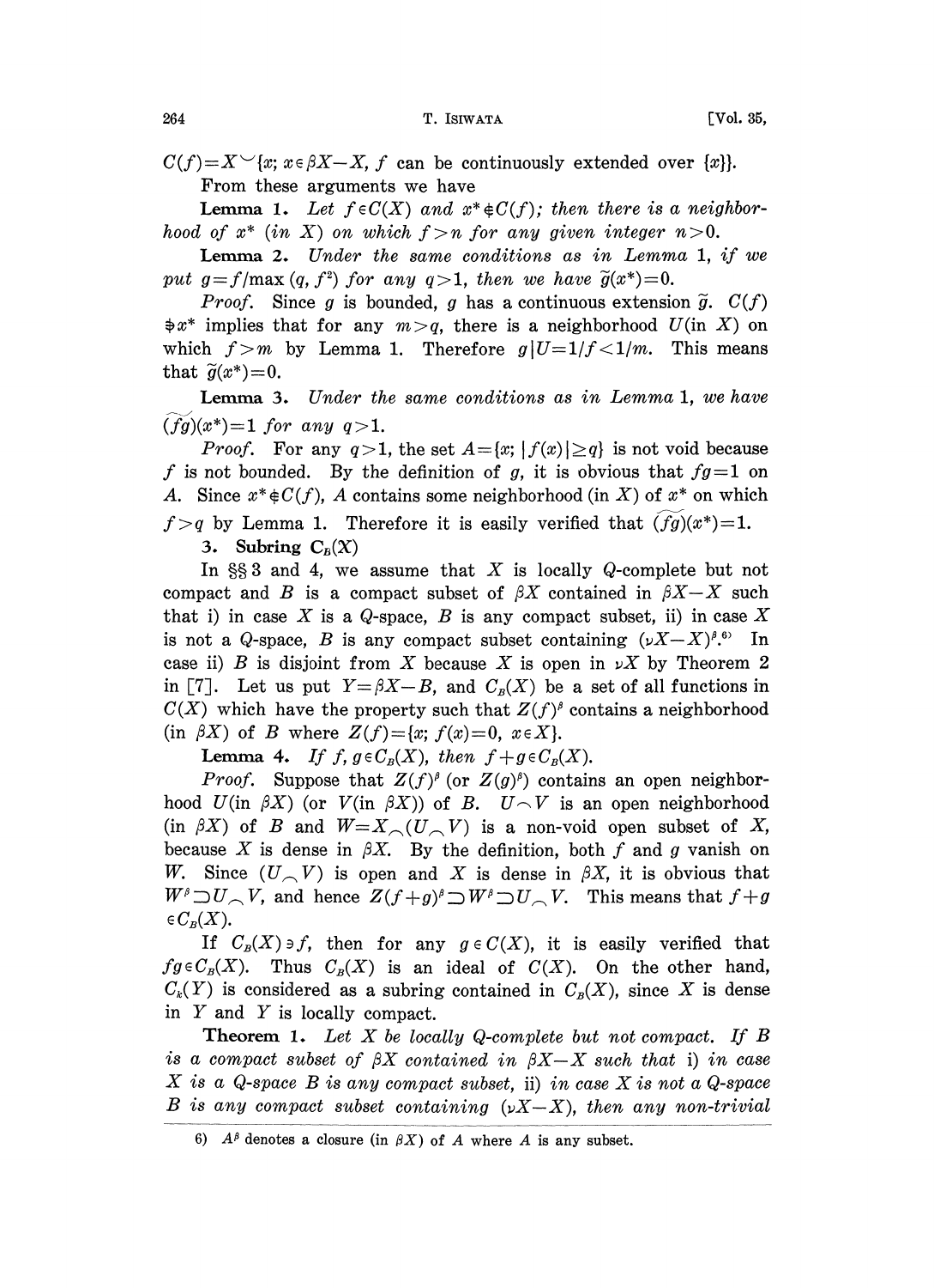$C(f)=X \smile \{x;\ x\in\beta X-X,\ f$ can be continuously extended over $\{x\}\}$.

From these arguments we have

**Lemma 1.** *Let $f\in C(X)$ and $x^*\notin C(f)$; then there is a neighborhood of $x^*$ (in $X$) on which $f>n$ for any given integer $n>0$.*

**Lemma 2.** *Under the same conditions as in Lemma 1, if we put $g=f/\max(q, f^2)$ for any $q>1$, then we have $\tilde{g}(x^*)=0$.*

*Proof.* Since $g$ is bounded, $g$ has a continuous extension $\tilde{g}$. $C(f)\not\ni x^*$ implies that for any $m>q$, there is a neighborhood $U$(in $X$) on which $f>m$ by Lemma 1. Therefore $g|U=1/f<1/m$. This means that $\tilde{g}(x^*)=0$.

**Lemma 3.** *Under the same conditions as in Lemma 1, we have $\widetilde{(fg)}(x^*)=1$ for any $q>1$.*

*Proof.* For any $q>1$, the set $A=\{x;\ |f(x)|\geq q\}$ is not void because $f$ is not bounded. By the definition of $g$, it is obvious that $fg=1$ on $A$. Since $x^*\notin C(f)$, $A$ contains some neighborhood (in $X$) of $x^*$ on which $f>q$ by Lemma 1. Therefore it is easily verified that $\widetilde{(fg)}(x^*)=1$.

**3. Subring $C_B(X)$**

In §§ 3 and 4, we assume that $X$ is locally $Q$-complete but not compact and $B$ is a compact subset of $\beta X$ contained in $\beta X-X$ such that i) in case $X$ is a $Q$-space, $B$ is any compact subset, ii) in case $X$ is not a $Q$-space, $B$ is any compact subset containing $(\nu X-X)^\beta$.[6] In case ii) $B$ is disjoint from $X$ because $X$ is open in $\nu X$ by Theorem 2 in [7]. Let us put $Y=\beta X-B$, and $C_B(X)$ be a set of all functions in $C(X)$ which have the property such that $Z(f)^\beta$ contains a neighborhood (in $\beta X$) of $B$ where $Z(f)=\{x;\ f(x)=0,\ x\in X\}$.

**Lemma 4.** *If $f, g\in C_B(X)$, then $f+g\in C_B(X)$.*

*Proof.* Suppose that $Z(f)^\beta$ (or $Z(g)^\beta$) contains an open neighborhood $U$(in $\beta X$) (or $V$(in $\beta X$)) of $B$. $U\frown V$ is an open neighborhood (in $\beta X$) of $B$ and $W=X\frown(U\frown V)$ is a non-void open subset of $X$, because $X$ is dense in $\beta X$. By the definition, both $f$ and $g$ vanish on $W$. Since $(U\frown V)$ is open and $X$ is dense in $\beta X$, it is obvious that $W^\beta\supset U\frown V$, and hence $Z(f+g)^\beta\supset W^\beta\supset U\frown V$. This means that $f+g\in C_B(X)$.

If $C_B(X)\ni f$, then for any $g\in C(X)$, it is easily verified that $fg\in C_B(X)$. Thus $C_B(X)$ is an ideal of $C(X)$. On the other hand, $C_k(Y)$ is considered as a subring contained in $C_B(X)$, since $X$ is dense in $Y$ and $Y$ is locally compact.

**Theorem 1.** *Let $X$ be locally $Q$-complete but not compact. If $B$ is a compact subset of $\beta X$ contained in $\beta X-X$ such that* i) *in case $X$ is a $Q$-space $B$ is any compact subset,* ii) *in case $X$ is not a $Q$-space $B$ is any compact subset containing $(\nu X-X)$, then any non-trivial*

6) $A^\beta$ denotes a closure (in $\beta X$) of $A$ where $A$ is any subset.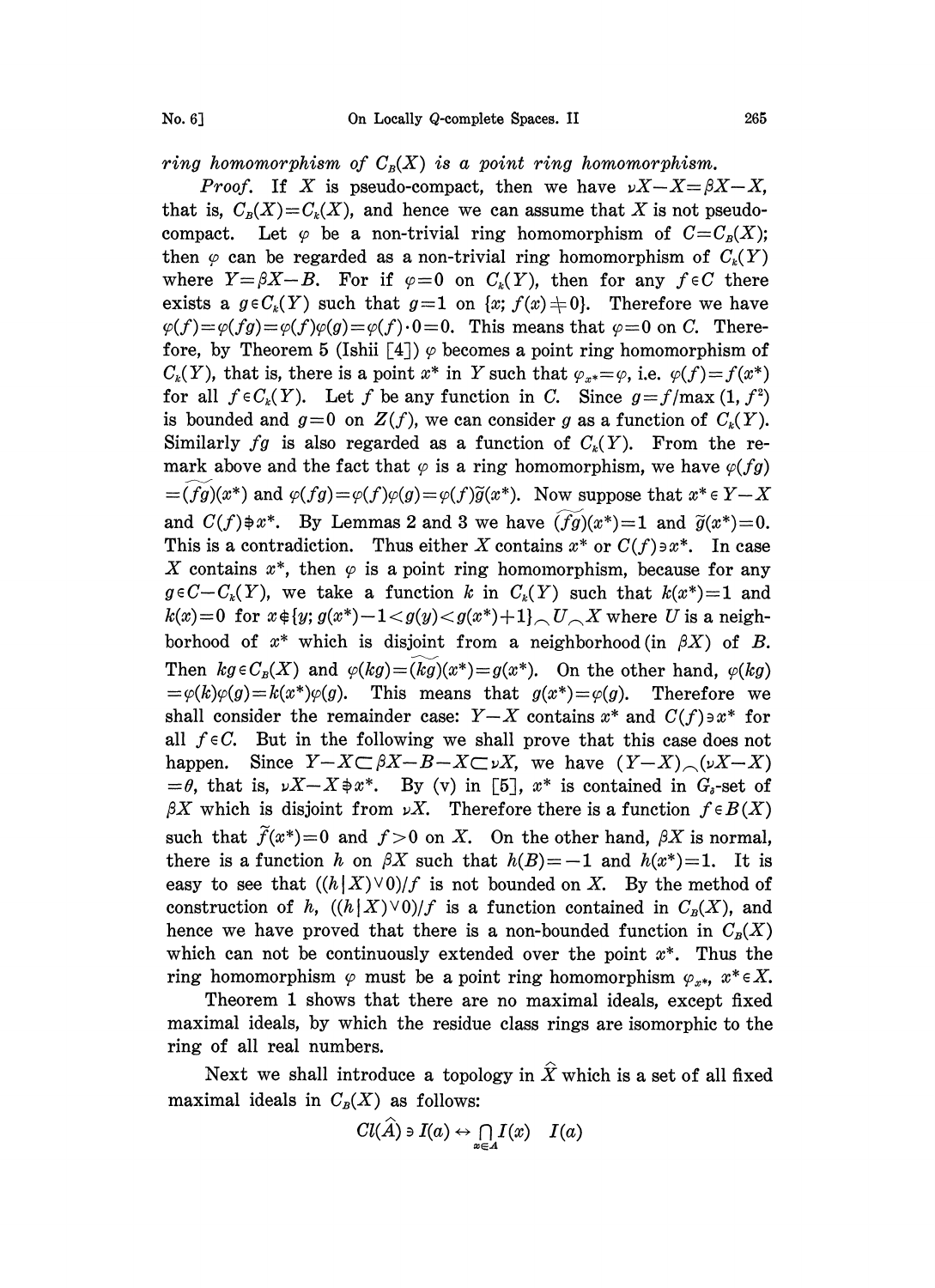*ring homomorphism of $C_B(X)$ is a point ring homomorphism.*

*Proof.* If $X$ is pseudo-compact, then we have $\nu X - X = \beta X - X$, that is, $C_B(X) = C_k(X)$, and hence we can assume that $X$ is not pseudo-compact. Let $\varphi$ be a non-trivial ring homomorphism of $C = C_B(X)$; then $\varphi$ can be regarded as a non-trivial ring homomorphism of $C_k(Y)$ where $Y = \beta X - B$. For if $\varphi = 0$ on $C_k(Y)$, then for any $f \in C$ there exists a $g \in C_k(Y)$ such that $g = 1$ on $\{x; f(x) \neq 0\}$. Therefore we have $\varphi(f) = \varphi(fg) = \varphi(f)\varphi(g) = \varphi(f) \cdot 0 = 0$. This means that $\varphi = 0$ on $C$. Therefore, by Theorem 5 (Ishii [4]) $\varphi$ becomes a point ring homomorphism of $C_k(Y)$, that is, there is a point $x^*$ in $Y$ such that $\varphi_{x^*} = \varphi$, i.e. $\varphi(f) = f(x^*)$ for all $f \in C_k(Y)$. Let $f$ be any function in $C$. Since $g = f/\max(1, f^2)$ is bounded and $g = 0$ on $Z(f)$, we can consider $g$ as a function of $C_k(Y)$. Similarly $fg$ is also regarded as a function of $C_k(Y)$. From the remark above and the fact that $\varphi$ is a ring homomorphism, we have $\varphi(fg) = \widetilde{(fg)}(x^*)$ and $\varphi(fg) = \varphi(f)\varphi(g) = \varphi(f)\tilde{g}(x^*)$. Now suppose that $x^* \in Y - X$ and $C(f) \not\ni x^*$. By Lemmas 2 and 3 we have $\widetilde{(fg)}(x^*) = 1$ and $\tilde{g}(x^*) = 0$. This is a contradiction. Thus either $X$ contains $x^*$ or $C(f) \ni x^*$. In case $X$ contains $x^*$, then $\varphi$ is a point ring homomorphism, because for any $g \in C - C_k(Y)$, we take a function $k$ in $C_k(Y)$ such that $k(x^*) = 1$ and $k(x) = 0$ for $x \notin \{y; g(x^*) - 1 < g(y) < g(x^*) + 1\} \frown U \frown X$ where $U$ is a neighborhood of $x^*$ which is disjoint from a neighborhood (in $\beta X$) of $B$. Then $kg \in C_B(X)$ and $\varphi(kg) = \widetilde{(kg)}(x^*) = g(x^*)$. On the other hand, $\varphi(kg) = \varphi(k)\varphi(g) = k(x^*)\varphi(g)$. This means that $g(x^*) = \varphi(g)$. Therefore we shall consider the remainder case: $Y - X$ contains $x^*$ and $C(f) \ni x^*$ for all $f \in C$. But in the following we shall prove that this case does not happen. Since $Y - X \subset \beta X - B - X \subset \nu X$, we have $(Y - X) \frown (\nu X - X) = \theta$, that is, $\nu X - X \not\ni x^*$. By (v) in [5], $x^*$ is contained in $G_\delta$-set of $\beta X$ which is disjoint from $\nu X$. Therefore there is a function $f \in B(X)$ such that $\tilde{f}(x^*) = 0$ and $f > 0$ on $X$. On the other hand, $\beta X$ is normal, there is a function $h$ on $\beta X$ such that $h(B) = -1$ and $h(x^*) = 1$. It is easy to see that $((h|X) \vee 0)/f$ is not bounded on $X$. By the method of construction of $h$, $((h|X) \vee 0)/f$ is a function contained in $C_B(X)$, and hence we have proved that there is a non-bounded function in $C_B(X)$ which can not be continuously extended over the point $x^*$. Thus the ring homomorphism $\varphi$ must be a point ring homomorphism $\varphi_{x^*}$, $x^* \in X$.

Theorem 1 shows that there are no maximal ideals, except fixed maximal ideals, by which the residue class rings are isomorphic to the ring of all real numbers.

Next we shall introduce a topology in $\widehat{X}$ which is a set of all fixed maximal ideals in $C_B(X)$ as follows:

$$Cl(\widehat{A}) \ni I(a) \leftrightarrow \bigcap_{x \in A} I(x) \quad I(a)$$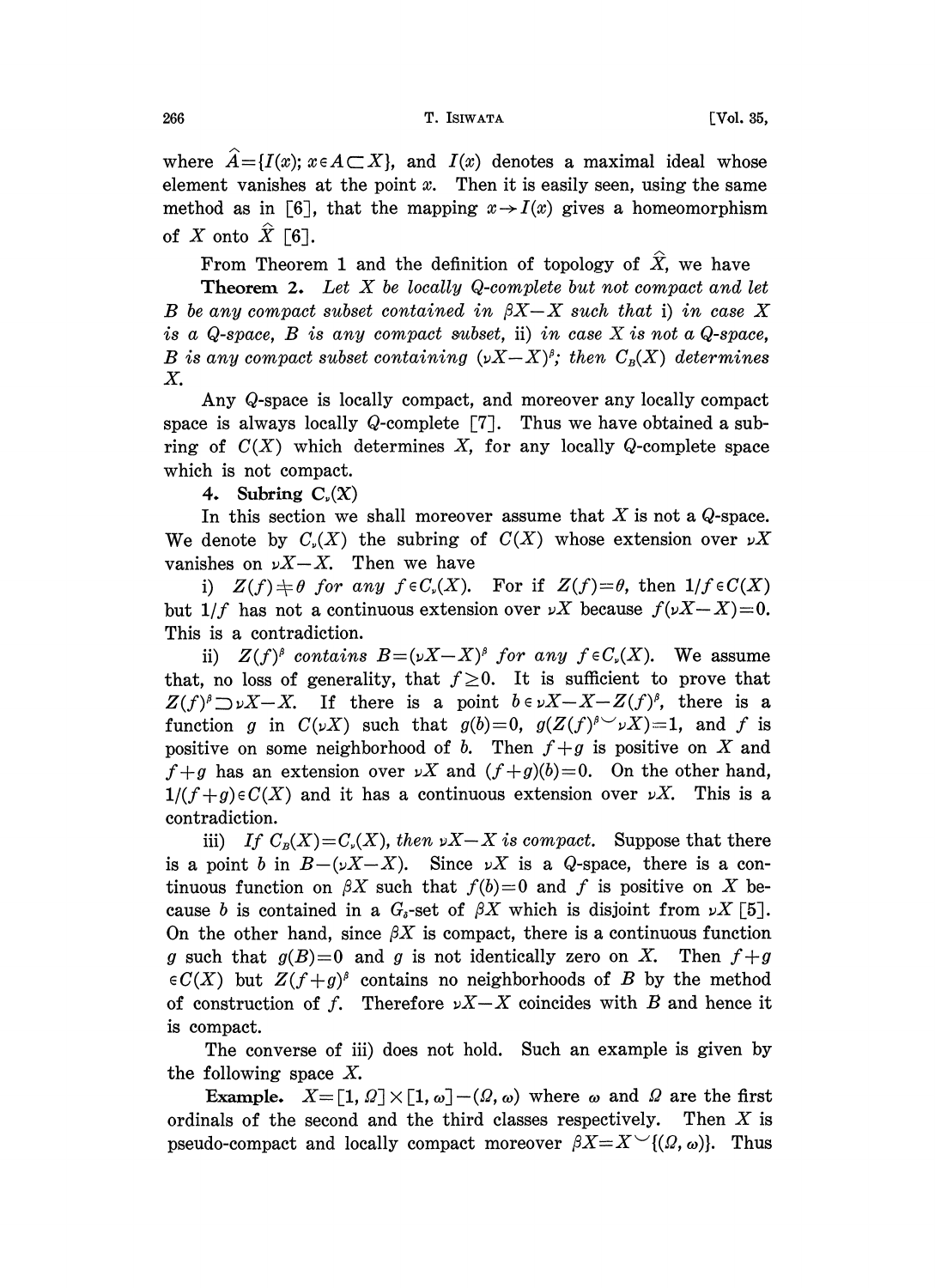where $\widehat{A}=\{I(x); x\in A\subset X\}$, and $I(x)$ denotes a maximal ideal whose element vanishes at the point $x$. Then it is easily seen, using the same method as in [6], that the mapping $x\to I(x)$ gives a homeomorphism of $X$ onto $\widehat{X}$ [6].

From Theorem 1 and the definition of topology of $\widehat{X}$, we have

**Theorem 2.** *Let $X$ be locally $Q$-complete but not compact and let $B$ be any compact subset contained in $\beta X-X$ such that* i) *in case $X$ is a $Q$-space, $B$ is any compact subset,* ii) *in case $X$ is not a $Q$-space, $B$ is any compact subset containing $(\nu X-X)^{\beta}$; then $C_B(X)$ determines $X$.*

Any $Q$-space is locally compact, and moreover any locally compact space is always locally $Q$-complete [7]. Thus we have obtained a subring of $C(X)$ which determines $X$, for any locally $Q$-complete space which is not compact.

**4. Subring $C_\nu(X)$**

In this section we shall moreover assume that $X$ is not a $Q$-space. We denote by $C_\nu(X)$ the subring of $C(X)$ whose extension over $\nu X$ vanishes on $\nu X-X$. Then we have

i) *$Z(f)\neq\theta$ for any $f\in C_\nu(X)$.* For if $Z(f)=\theta$, then $1/f\in C(X)$ but $1/f$ has not a continuous extension over $\nu X$ because $f(\nu X-X)=0$. This is a contradiction.

ii) *$Z(f)^{\beta}$ contains $B=(\nu X-X)^{\beta}$ for any $f\in C_\nu(X)$.* We assume that, no loss of generality, that $f\geq 0$. It is sufficient to prove that $Z(f)^{\beta}\supset\nu X-X$. If there is a point $b\in\nu X-X-Z(f)^{\beta}$, there is a function $g$ in $C(\nu X)$ such that $g(b)=0$, $g(Z(f)^{\beta}\smile\nu X)=1$, and $f$ is positive on some neighborhood of $b$. Then $f+g$ is positive on $X$ and $f+g$ has an extension over $\nu X$ and $(f+g)(b)=0$. On the other hand, $1/(f+g)\in C(X)$ and it has a continuous extension over $\nu X$. This is a contradiction.

iii) *If $C_B(X)=C_\nu(X)$, then $\nu X-X$ is compact.* Suppose that there is a point $b$ in $B-(\nu X-X)$. Since $\nu X$ is a $Q$-space, there is a continuous function on $\beta X$ such that $f(b)=0$ and $f$ is positive on $X$ because $b$ is contained in a $G_\delta$-set of $\beta X$ which is disjoint from $\nu X$ [5]. On the other hand, since $\beta X$ is compact, there is a continuous function $g$ such that $g(B)=0$ and $g$ is not identically zero on $X$. Then $f+g\in C(X)$ but $Z(f+g)^{\beta}$ contains no neighborhoods of $B$ by the method of construction of $f$. Therefore $\nu X-X$ coincides with $B$ and hence it is compact.

The converse of iii) does not hold. Such an example is given by the following space $X$.

**Example.** $X=[1,\Omega]\times[1,\omega]-(\Omega,\omega)$ where $\omega$ and $\Omega$ are the first ordinals of the second and the third classes respectively. Then $X$ is pseudo-compact and locally compact moreover $\beta X=X\smile\{(\Omega,\omega)\}$. Thus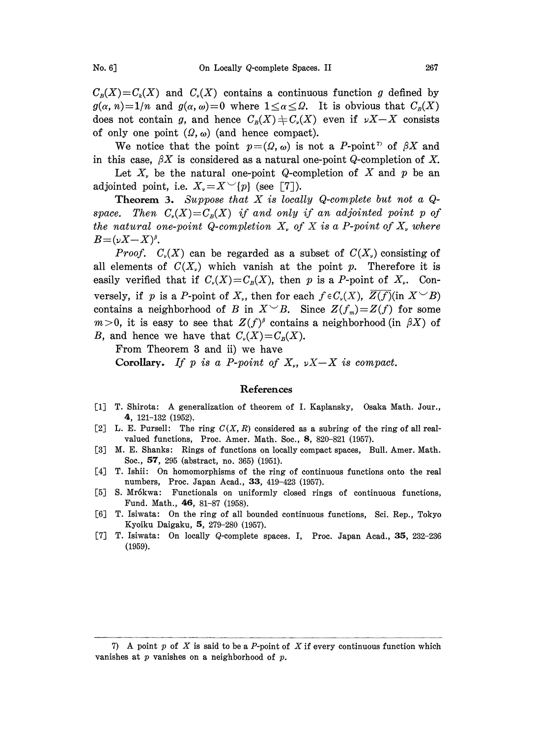$C_B(X)=C_k(X)$ and $C_\nu(X)$ contains a continuous function $g$ defined by $g(\alpha, n)=1/n$ and $g(\alpha, \omega)=0$ where $1\leq\alpha\leq\Omega$. It is obvious that $C_B(X)$ does not contain $g$, and hence $C_B(X)\neq C_\nu(X)$ even if $\nu X-X$ consists of only one point $(\Omega, \omega)$ (and hence compact).

We notice that the point $p=(\Omega, \omega)$ is not a $P$-point[7] of $\beta X$ and in this case, $\beta X$ is considered as a natural one-point $Q$-completion of $X$.

Let $X_\nu$ be the natural one-point $Q$-completion of $X$ and $p$ be an adjointed point, i.e. $X_\nu=X\cup\{p\}$ (see [7]).

**Theorem 3.** *Suppose that $X$ is locally $Q$-complete but not a $Q$-space. Then $C_\nu(X)=C_B(X)$ if and only if an adjointed point $p$ of the natural one-point $Q$-completion $X_\nu$ of $X$ is a $P$-point of $X_\nu$ where $B=(\nu X-X)^\beta$.*

*Proof.* $C_\nu(X)$ can be regarded as a subset of $C(X_\nu)$ consisting of all elements of $C(X_\nu)$ which vanish at the point $p$. Therefore it is easily verified that if $C_\nu(X)=C_B(X)$, then $p$ is a $P$-point of $X_\nu$. Conversely, if $p$ is a $P$-point of $X_\nu$, then for each $f\in C_\nu(X)$, $\overline{Z(f)}$(in $X\cup B$) contains a neighborhood of $B$ in $X\cup B$. Since $Z(f_m)=Z(f)$ for some $m>0$, it is easy to see that $Z(f)^\beta$ contains a neighborhood (in $\beta X$) of $B$, and hence we have that $C_\nu(X)=C_B(X)$.

From Theorem 3 and ii) we have

**Corollary.** *If $p$ is a $P$-point of $X_\nu$, $\nu X-X$ is compact.*

## References

[1] T. Shirota: A generalization of theorem of I. Kaplansky, Osaka Math. Jour., **4**, 121–132 (1952).

[2] L. E. Pursell: The ring $C(X, R)$ considered as a subring of the ring of all real-valued functions, Proc. Amer. Math. Soc., **8**, 820–821 (1957).

[3] M. E. Shanks: Rings of functions on locally compact spaces, Bull. Amer. Math. Soc., **57**, 295 (abstract, no. 365) (1951).

[4] T. Ishii: On homomorphisms of the ring of continuous functions onto the real numbers, Proc. Japan Acad., **33**, 419–423 (1957).

[5] S. Mrówka: Functionals on uniformly closed rings of continuous functions, Fund. Math., **46**, 81–87 (1958).

[6] T. Isiwata: On the ring of all bounded continuous functions, Sci. Rep., Tokyo Kyoiku Daigaku, **5**, 279–280 (1957).

[7] T. Isiwata: On locally $Q$-complete spaces. I, Proc. Japan Acad., **35**, 232–236 (1959).

---

7) A point $p$ of $X$ is said to be a $P$-point of $X$ if every continuous function which vanishes at $p$ vanishes on a neighborhood of $p$.